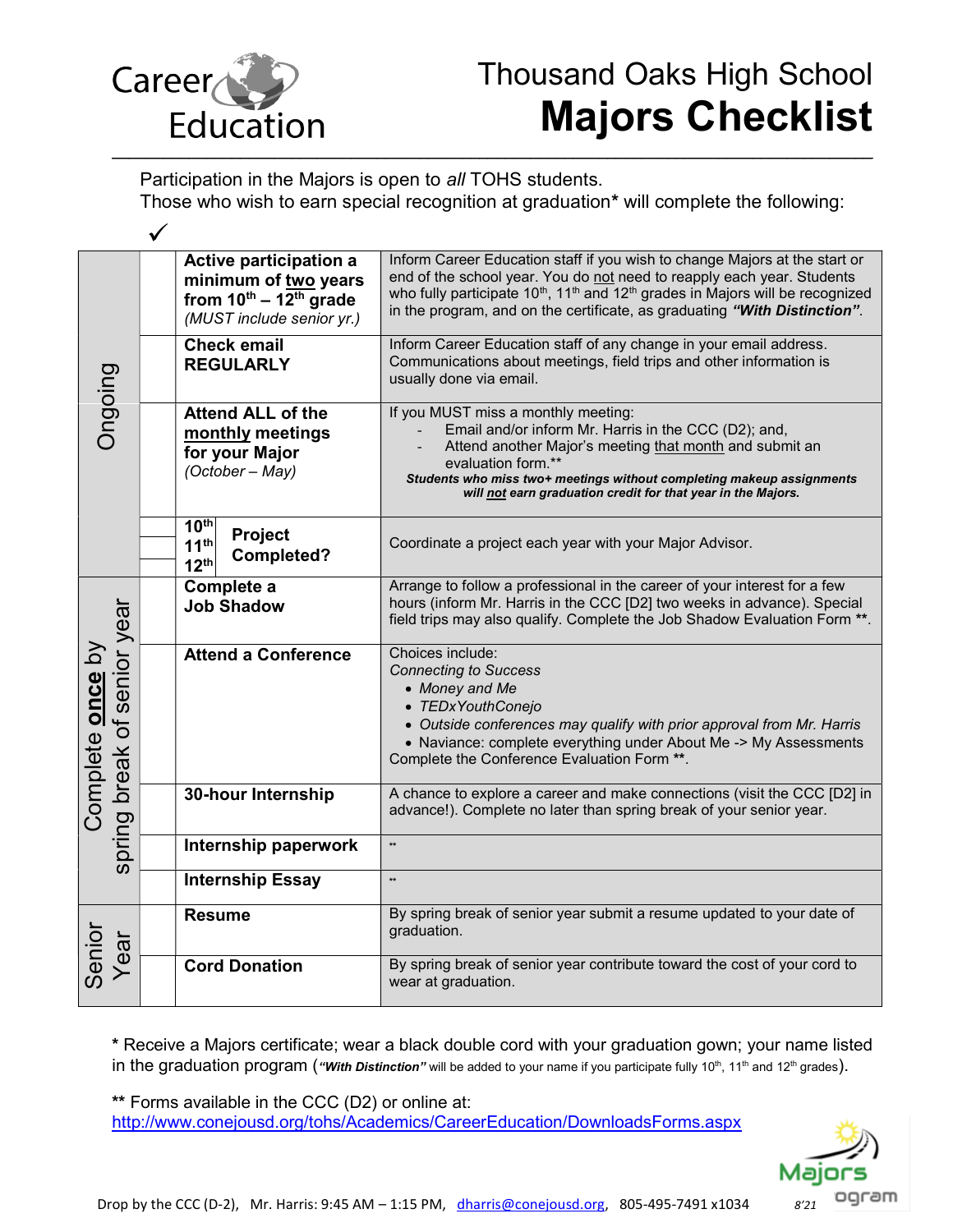Career Education

# Thousand Oaks High School
# Majors Checklist

Participation in the Majors is open to *all* TOHS students.
Those who wish to earn special recognition at graduation* will complete the following:

| | ✓ | | |
|---|---|---|---|
| Ongoing | | **Active participation a minimum of two years from 10th – 12th grade** *(MUST include senior yr.)* | Inform Career Education staff if you wish to change Majors at the start or end of the school year. You do not need to reapply each year. Students who fully participate 10th, 11th and 12th grades in Majors will be recognized in the program, and on the certificate, as graduating ***"With Distinction"***. |
| | | **Check email REGULARLY** | Inform Career Education staff of any change in your email address. Communications about meetings, field trips and other information is usually done via email. |
| | | **Attend ALL of the monthly meetings for your Major** *(October – May)* | If you MUST miss a monthly meeting: - Email and/or inform Mr. Harris in the CCC (D2); and, - Attend another Major's meeting that month and submit an evaluation form.** ***Students who miss two+ meetings without completing makeup assignments will not earn graduation credit for that year in the Majors.*** |
| | | **10th / 11th / 12th Project Completed?** | Coordinate a project each year with your Major Advisor. |
| Complete **once** by spring break of senior year | | **Complete a Job Shadow** | Arrange to follow a professional in the career of your interest for a few hours (inform Mr. Harris in the CCC [D2] two weeks in advance). Special field trips may also qualify. Complete the Job Shadow Evaluation Form **. |
| | | **Attend a Conference** | Choices include: *Connecting to Success* • *Money and Me* • *TEDxYouthConejo* • *Outside conferences may qualify with prior approval from Mr. Harris* • Naviance: complete everything under About Me -> My Assessments. Complete the Conference Evaluation Form **. |
| | | **30-hour Internship** | A chance to explore a career and make connections (visit the CCC [D2] in advance!). Complete no later than spring break of your senior year. |
| | | **Internship paperwork** | ** |
| | | **Internship Essay** | ** |
| Senior Year | | **Resume** | By spring break of senior year submit a resume updated to your date of graduation. |
| | | **Cord Donation** | By spring break of senior year contribute toward the cost of your cord to wear at graduation. |

\* Receive a Majors certificate; wear a black double cord with your graduation gown; your name listed in the graduation program (***"With Distinction"*** will be added to your name if you participate fully 10th, 11th and 12th grades).

** Forms available in the CCC (D2) or online at:
http://www.conejousd.org/tohs/Academics/CareerEducation/DownloadsForms.aspx

Drop by the CCC (D-2), Mr. Harris: 9:45 AM – 1:15 PM, dharris@conejousd.org, 805-495-7491 x1034 8'21

Majors Program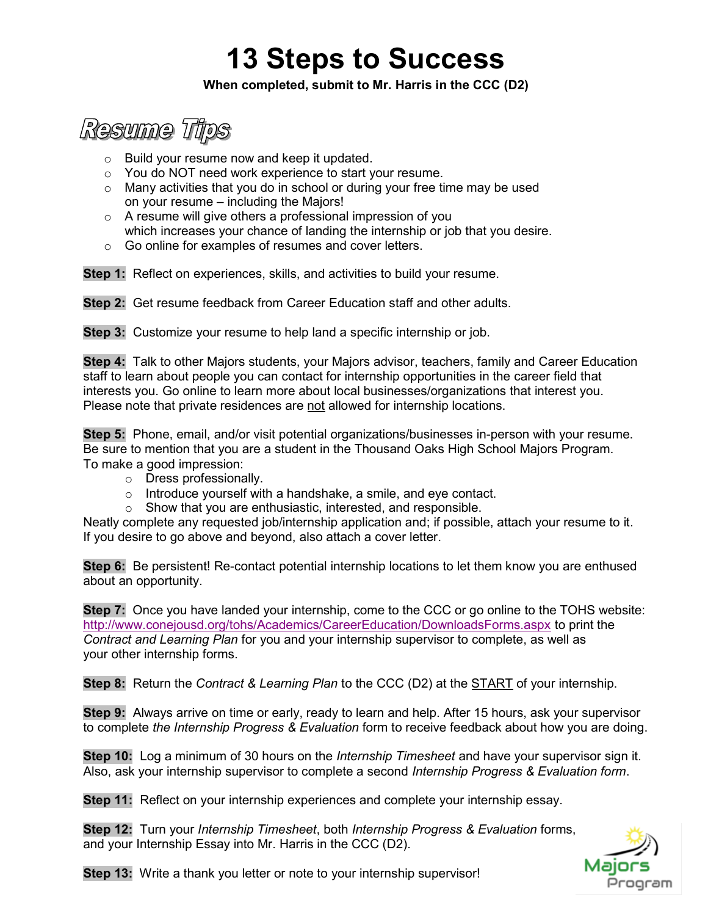# 13 Steps to Success

**When completed, submit to Mr. Harris in the CCC (D2)**

## Resume Tips

- Build your resume now and keep it updated.
- You do NOT need work experience to start your resume.
- Many activities that you do in school or during your free time may be used on your resume – including the Majors!
- A resume will give others a professional impression of you which increases your chance of landing the internship or job that you desire.
- Go online for examples of resumes and cover letters.

**Step 1:** Reflect on experiences, skills, and activities to build your resume.

**Step 2:** Get resume feedback from Career Education staff and other adults.

**Step 3:** Customize your resume to help land a specific internship or job.

**Step 4:** Talk to other Majors students, your Majors advisor, teachers, family and Career Education staff to learn about people you can contact for internship opportunities in the career field that interests you. Go online to learn more about local businesses/organizations that interest you. Please note that private residences are not allowed for internship locations.

**Step 5:** Phone, email, and/or visit potential organizations/businesses in-person with your resume. Be sure to mention that you are a student in the Thousand Oaks High School Majors Program. To make a good impression:

- Dress professionally.
- Introduce yourself with a handshake, a smile, and eye contact.
- Show that you are enthusiastic, interested, and responsible.

Neatly complete any requested job/internship application and; if possible, attach your resume to it. If you desire to go above and beyond, also attach a cover letter.

**Step 6:** Be persistent! Re-contact potential internship locations to let them know you are enthused about an opportunity.

**Step 7:** Once you have landed your internship, come to the CCC or go online to the TOHS website: http://www.conejousd.org/tohs/Academics/CareerEducation/DownloadsForms.aspx to print the *Contract and Learning Plan* for you and your internship supervisor to complete, as well as your other internship forms.

**Step 8:** Return the *Contract & Learning Plan* to the CCC (D2) at the START of your internship.

**Step 9:** Always arrive on time or early, ready to learn and help. After 15 hours, ask your supervisor to complete *the Internship Progress & Evaluation* form to receive feedback about how you are doing.

**Step 10:** Log a minimum of 30 hours on the *Internship Timesheet* and have your supervisor sign it. Also, ask your internship supervisor to complete a second *Internship Progress & Evaluation form*.

**Step 11:** Reflect on your internship experiences and complete your internship essay.

**Step 12:** Turn your *Internship Timesheet*, both *Internship Progress & Evaluation* forms, and your Internship Essay into Mr. Harris in the CCC (D2).

**Step 13:** Write a thank you letter or note to your internship supervisor!

Majors Program